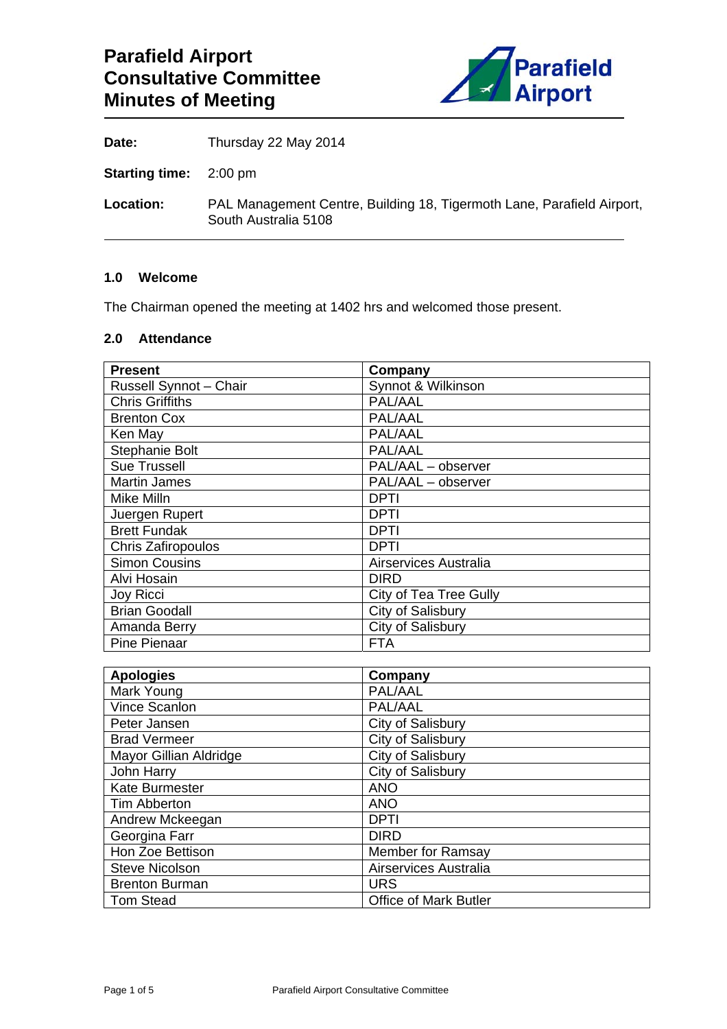# Parafield Airport Consultative Committee Minutes of Meeting

**Date:** Thursday 22 May 2014

**Starting time:** 2:00 pm

**Location:** PAL Management Centre, Building 18, Tigermoth Lane, Parafield Airport, South Australia 5108

### 1.0 Welcome

The Chairman opened the meeting at 1402 hrs and welcomed those present.

### 2.0 Attendance

| Present | Company |
|---|---|
| Russell Synnot – Chair | Synnot & Wilkinson |
| Chris Griffiths | PAL/AAL |
| Brenton Cox | PAL/AAL |
| Ken May | PAL/AAL |
| Stephanie Bolt | PAL/AAL |
| Sue Trussell | PAL/AAL – observer |
| Martin James | PAL/AAL – observer |
| Mike Milln | DPTI |
| Juergen Rupert | DPTI |
| Brett Fundak | DPTI |
| Chris Zafiropoulos | DPTI |
| Simon Cousins | Airservices Australia |
| Alvi Hosain | DIRD |
| Joy Ricci | City of Tea Tree Gully |
| Brian Goodall | City of Salisbury |
| Amanda Berry | City of Salisbury |
| Pine Pienaar | FTA |

| Apologies | Company |
|---|---|
| Mark Young | PAL/AAL |
| Vince Scanlon | PAL/AAL |
| Peter Jansen | City of Salisbury |
| Brad Vermeer | City of Salisbury |
| Mayor Gillian Aldridge | City of Salisbury |
| John Harry | City of Salisbury |
| Kate Burmester | ANO |
| Tim Abberton | ANO |
| Andrew Mckeegan | DPTI |
| Georgina Farr | DIRD |
| Hon Zoe Bettison | Member for Ramsay |
| Steve Nicolson | Airservices Australia |
| Brenton Burman | URS |
| Tom Stead | Office of Mark Butler |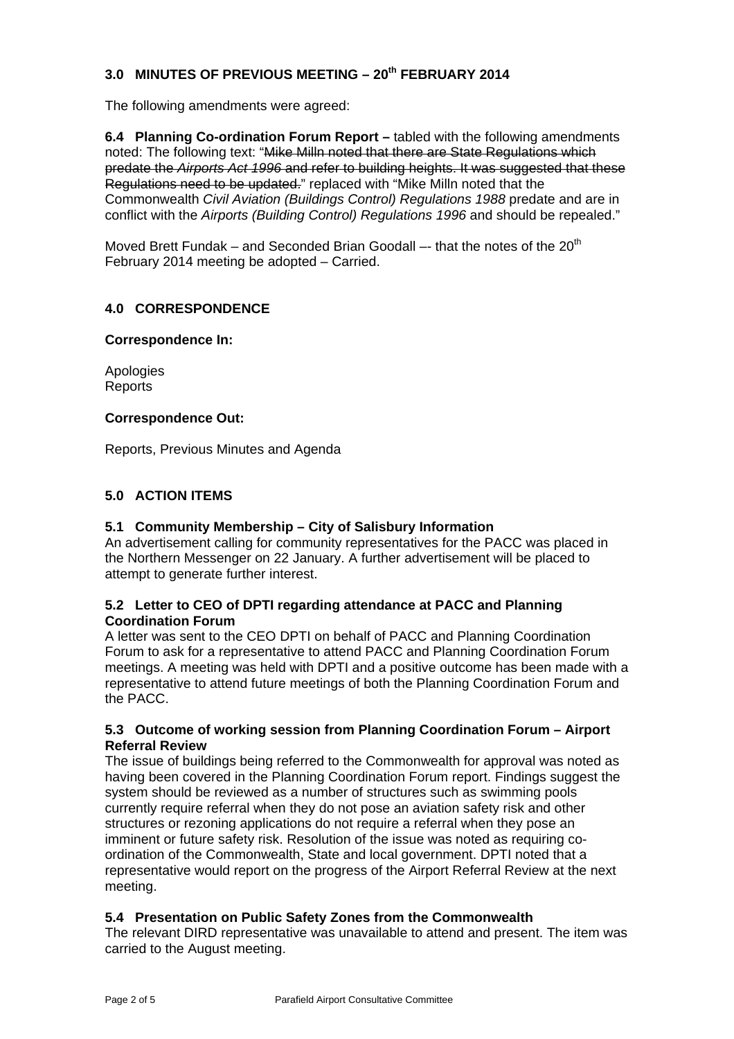## 3.0 MINUTES OF PREVIOUS MEETING – 20th FEBRUARY 2014

The following amendments were agreed:

**6.4 Planning Co-ordination Forum Report –** tabled with the following amendments noted: The following text: "~~Mike Milln noted that there are State Regulations which predate the *Airports Act 1996* and refer to building heights. It was suggested that these Regulations need to be updated.~~" replaced with "Mike Milln noted that the Commonwealth *Civil Aviation (Buildings Control) Regulations 1988* predate and are in conflict with the *Airports (Building Control) Regulations 1996* and should be repealed."

Moved Brett Fundak – and Seconded Brian Goodall –- that the notes of the 20th February 2014 meeting be adopted – Carried.

## 4.0 CORRESPONDENCE

**Correspondence In:**

Apologies
Reports

**Correspondence Out:**

Reports, Previous Minutes and Agenda

## 5.0 ACTION ITEMS

### 5.1 Community Membership – City of Salisbury Information

An advertisement calling for community representatives for the PACC was placed in the Northern Messenger on 22 January. A further advertisement will be placed to attempt to generate further interest.

### 5.2 Letter to CEO of DPTI regarding attendance at PACC and Planning Coordination Forum

A letter was sent to the CEO DPTI on behalf of PACC and Planning Coordination Forum to ask for a representative to attend PACC and Planning Coordination Forum meetings. A meeting was held with DPTI and a positive outcome has been made with a representative to attend future meetings of both the Planning Coordination Forum and the PACC.

### 5.3 Outcome of working session from Planning Coordination Forum – Airport Referral Review

The issue of buildings being referred to the Commonwealth for approval was noted as having been covered in the Planning Coordination Forum report. Findings suggest the system should be reviewed as a number of structures such as swimming pools currently require referral when they do not pose an aviation safety risk and other structures or rezoning applications do not require a referral when they pose an imminent or future safety risk. Resolution of the issue was noted as requiring co-ordination of the Commonwealth, State and local government. DPTI noted that a representative would report on the progress of the Airport Referral Review at the next meeting.

### 5.4 Presentation on Public Safety Zones from the Commonwealth

The relevant DIRD representative was unavailable to attend and present. The item was carried to the August meeting.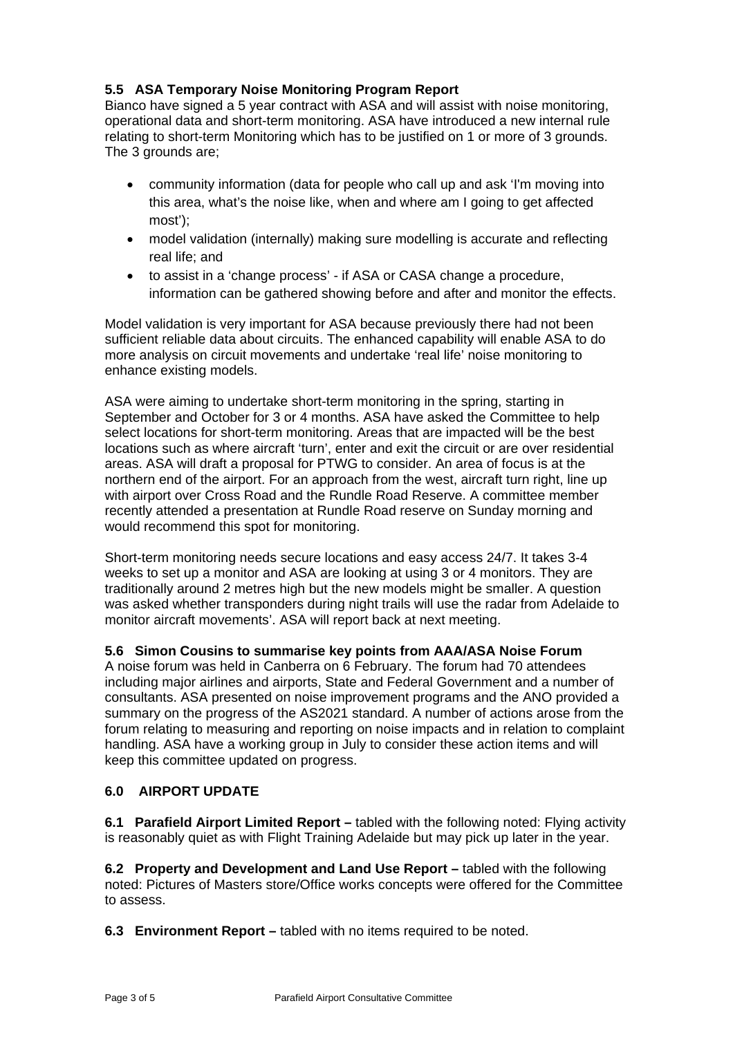### 5.5 ASA Temporary Noise Monitoring Program Report

Bianco have signed a 5 year contract with ASA and will assist with noise monitoring, operational data and short-term monitoring. ASA have introduced a new internal rule relating to short-term Monitoring which has to be justified on 1 or more of 3 grounds. The 3 grounds are;

- community information (data for people who call up and ask 'I'm moving into this area, what's the noise like, when and where am I going to get affected most');
- model validation (internally) making sure modelling is accurate and reflecting real life; and
- to assist in a 'change process' - if ASA or CASA change a procedure, information can be gathered showing before and after and monitor the effects.

Model validation is very important for ASA because previously there had not been sufficient reliable data about circuits. The enhanced capability will enable ASA to do more analysis on circuit movements and undertake 'real life' noise monitoring to enhance existing models.

ASA were aiming to undertake short-term monitoring in the spring, starting in September and October for 3 or 4 months. ASA have asked the Committee to help select locations for short-term monitoring. Areas that are impacted will be the best locations such as where aircraft 'turn', enter and exit the circuit or are over residential areas. ASA will draft a proposal for PTWG to consider. An area of focus is at the northern end of the airport. For an approach from the west, aircraft turn right, line up with airport over Cross Road and the Rundle Road Reserve. A committee member recently attended a presentation at Rundle Road reserve on Sunday morning and would recommend this spot for monitoring.

Short-term monitoring needs secure locations and easy access 24/7. It takes 3-4 weeks to set up a monitor and ASA are looking at using 3 or 4 monitors. They are traditionally around 2 metres high but the new models might be smaller. A question was asked whether transponders during night trails will use the radar from Adelaide to monitor aircraft movements'. ASA will report back at next meeting.

### 5.6 Simon Cousins to summarise key points from AAA/ASA Noise Forum

A noise forum was held in Canberra on 6 February. The forum had 70 attendees including major airlines and airports, State and Federal Government and a number of consultants. ASA presented on noise improvement programs and the ANO provided a summary on the progress of the AS2021 standard. A number of actions arose from the forum relating to measuring and reporting on noise impacts and in relation to complaint handling. ASA have a working group in July to consider these action items and will keep this committee updated on progress.

## 6.0 AIRPORT UPDATE

**6.1 Parafield Airport Limited Report –** tabled with the following noted: Flying activity is reasonably quiet as with Flight Training Adelaide but may pick up later in the year.

**6.2 Property and Development and Land Use Report –** tabled with the following noted: Pictures of Masters store/Office works concepts were offered for the Committee to assess.

**6.3 Environment Report –** tabled with no items required to be noted.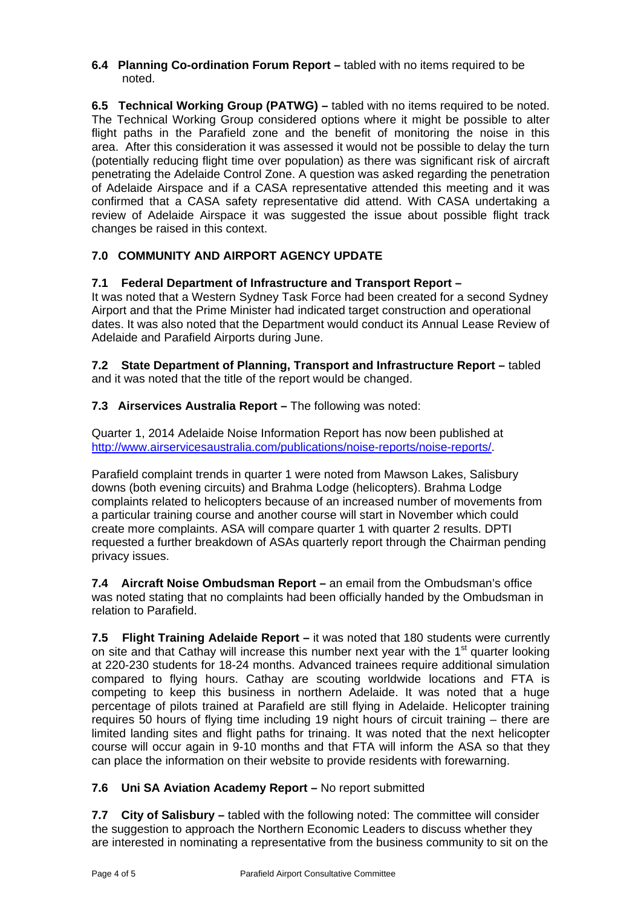**6.4 Planning Co-ordination Forum Report –** tabled with no items required to be noted.

**6.5 Technical Working Group (PATWG) –** tabled with no items required to be noted. The Technical Working Group considered options where it might be possible to alter flight paths in the Parafield zone and the benefit of monitoring the noise in this area. After this consideration it was assessed it would not be possible to delay the turn (potentially reducing flight time over population) as there was significant risk of aircraft penetrating the Adelaide Control Zone. A question was asked regarding the penetration of Adelaide Airspace and if a CASA representative attended this meeting and it was confirmed that a CASA safety representative did attend. With CASA undertaking a review of Adelaide Airspace it was suggested the issue about possible flight track changes be raised in this context.

## 7.0 COMMUNITY AND AIRPORT AGENCY UPDATE

**7.1 Federal Department of Infrastructure and Transport Report –**
It was noted that a Western Sydney Task Force had been created for a second Sydney Airport and that the Prime Minister had indicated target construction and operational dates. It was also noted that the Department would conduct its Annual Lease Review of Adelaide and Parafield Airports during June.

**7.2 State Department of Planning, Transport and Infrastructure Report –** tabled and it was noted that the title of the report would be changed.

**7.3 Airservices Australia Report –** The following was noted:

Quarter 1, 2014 Adelaide Noise Information Report has now been published at http://www.airservicesaustralia.com/publications/noise-reports/noise-reports/.

Parafield complaint trends in quarter 1 were noted from Mawson Lakes, Salisbury downs (both evening circuits) and Brahma Lodge (helicopters). Brahma Lodge complaints related to helicopters because of an increased number of movements from a particular training course and another course will start in November which could create more complaints. ASA will compare quarter 1 with quarter 2 results. DPTI requested a further breakdown of ASAs quarterly report through the Chairman pending privacy issues.

**7.4 Aircraft Noise Ombudsman Report –** an email from the Ombudsman's office was noted stating that no complaints had been officially handed by the Ombudsman in relation to Parafield.

**7.5 Flight Training Adelaide Report –** it was noted that 180 students were currently on site and that Cathay will increase this number next year with the 1st quarter looking at 220-230 students for 18-24 months. Advanced trainees require additional simulation compared to flying hours. Cathay are scouting worldwide locations and FTA is competing to keep this business in northern Adelaide. It was noted that a huge percentage of pilots trained at Parafield are still flying in Adelaide. Helicopter training requires 50 hours of flying time including 19 night hours of circuit training – there are limited landing sites and flight paths for trinaing. It was noted that the next helicopter course will occur again in 9-10 months and that FTA will inform the ASA so that they can place the information on their website to provide residents with forewarning.

**7.6 Uni SA Aviation Academy Report –** No report submitted

**7.7 City of Salisbury –** tabled with the following noted: The committee will consider the suggestion to approach the Northern Economic Leaders to discuss whether they are interested in nominating a representative from the business community to sit on the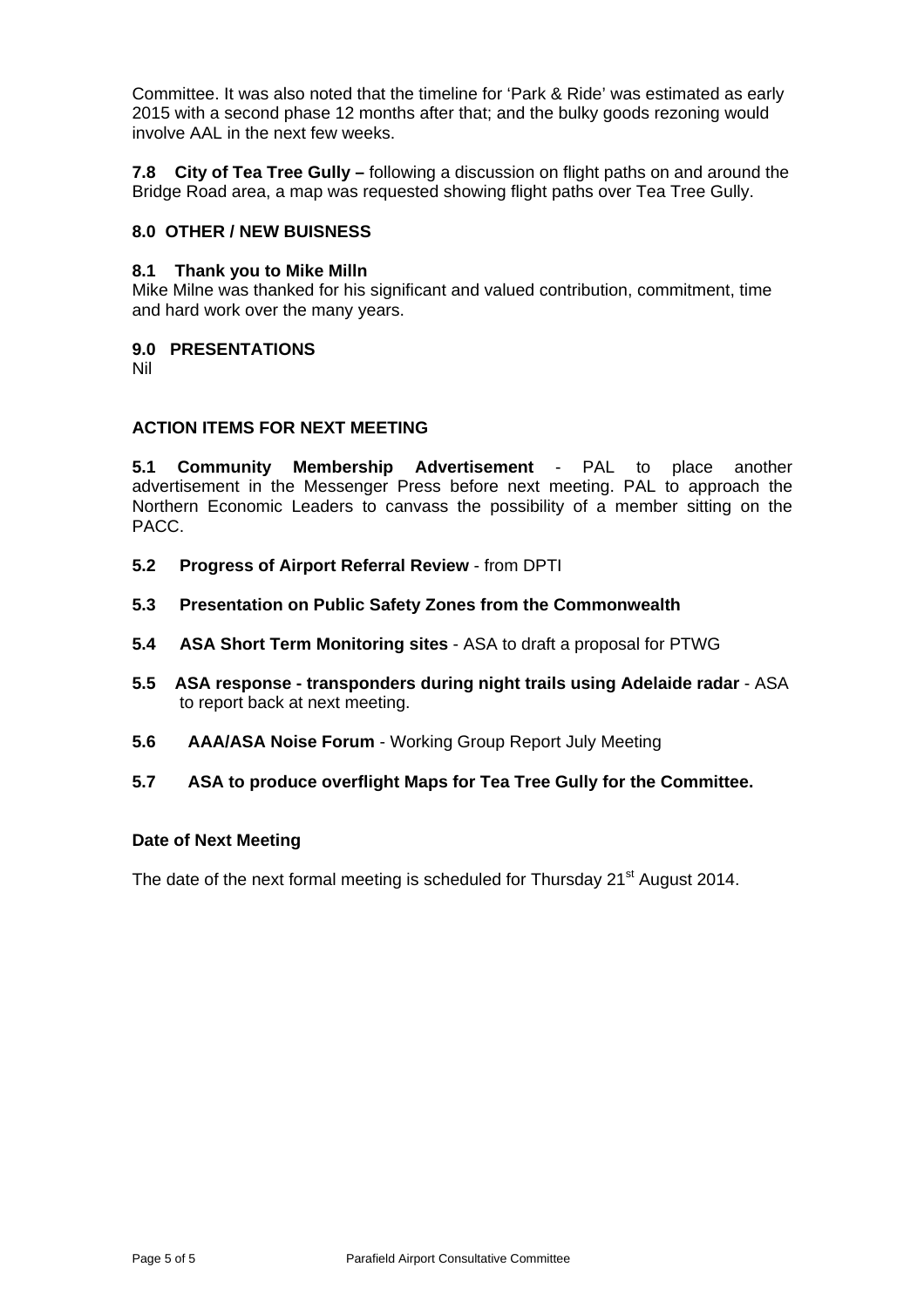Committee. It was also noted that the timeline for 'Park & Ride' was estimated as early 2015 with a second phase 12 months after that; and the bulky goods rezoning would involve AAL in the next few weeks.

**7.8 City of Tea Tree Gully –** following a discussion on flight paths on and around the Bridge Road area, a map was requested showing flight paths over Tea Tree Gully.

## 8.0 OTHER / NEW BUISNESS

### 8.1 Thank you to Mike Milln

Mike Milne was thanked for his significant and valued contribution, commitment, time and hard work over the many years.

## 9.0 PRESENTATIONS

Nil

## ACTION ITEMS FOR NEXT MEETING

**5.1 Community Membership Advertisement** - PAL to place another advertisement in the Messenger Press before next meeting. PAL to approach the Northern Economic Leaders to canvass the possibility of a member sitting on the PACC.

**5.2 Progress of Airport Referral Review** - from DPTI

**5.3 Presentation on Public Safety Zones from the Commonwealth**

**5.4 ASA Short Term Monitoring sites** - ASA to draft a proposal for PTWG

**5.5 ASA response - transponders during night trails using Adelaide radar** - ASA to report back at next meeting.

**5.6 AAA/ASA Noise Forum** - Working Group Report July Meeting

**5.7 ASA to produce overflight Maps for Tea Tree Gully for the Committee.**

### Date of Next Meeting

The date of the next formal meeting is scheduled for Thursday 21st August 2014.